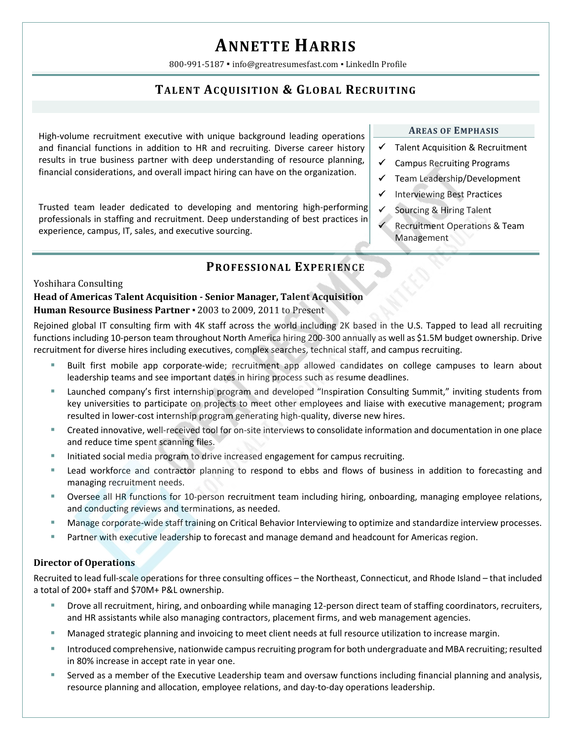# Annette Harris

800-991-5187 ▪ info@greatresumesfast.com ▪ LinkedIn Profile

## Talent Acquisition & Global Recruiting

High-volume recruitment executive with unique background leading operations and financial functions in addition to HR and recruiting. Diverse career history results in true business partner with deep understanding of resource planning, financial considerations, and overall impact hiring can have on the organization.

Trusted team leader dedicated to developing and mentoring high-performing professionals in staffing and recruitment. Deep understanding of best practices in experience, campus, IT, sales, and executive sourcing.

### Areas of Emphasis

- ✓ Talent Acquisition & Recruitment
- ✓ Campus Recruiting Programs
- ✓ Team Leadership/Development
- ✓ Interviewing Best Practices
- ✓ Sourcing & Hiring Talent
- ✓ Recruitment Operations & Team Management

## Professional Experience

Yoshihara Consulting

**Head of Americas Talent Acquisition - Senior Manager, Talent Acquisition**

**Human Resource Business Partner** ▪ 2003 to 2009, 2011 to Present

Rejoined global IT consulting firm with 4K staff across the world including 2K based in the U.S. Tapped to lead all recruiting functions including 10-person team throughout North America hiring 200-300 annually as well as $1.5M budget ownership. Drive recruitment for diverse hires including executives, complex searches, technical staff, and campus recruiting.

- Built first mobile app corporate-wide; recruitment app allowed candidates on college campuses to learn about leadership teams and see important dates in hiring process such as resume deadlines.
- Launched company's first internship program and developed "Inspiration Consulting Summit," inviting students from key universities to participate on projects to meet other employees and liaise with executive management; program resulted in lower-cost internship program generating high-quality, diverse new hires.
- Created innovative, well-received tool for on-site interviews to consolidate information and documentation in one place and reduce time spent scanning files.
- Initiated social media program to drive increased engagement for campus recruiting.
- Lead workforce and contractor planning to respond to ebbs and flows of business in addition to forecasting and managing recruitment needs.
- Oversee all HR functions for 10-person recruitment team including hiring, onboarding, managing employee relations, and conducting reviews and terminations, as needed.
- Manage corporate-wide staff training on Critical Behavior Interviewing to optimize and standardize interview processes.
- Partner with executive leadership to forecast and manage demand and headcount for Americas region.

**Director of Operations**

Recruited to lead full-scale operations for three consulting offices – the Northeast, Connecticut, and Rhode Island – that included a total of 200+ staff and $70M+ P&L ownership.

- Drove all recruitment, hiring, and onboarding while managing 12-person direct team of staffing coordinators, recruiters, and HR assistants while also managing contractors, placement firms, and web management agencies.
- Managed strategic planning and invoicing to meet client needs at full resource utilization to increase margin.
- Introduced comprehensive, nationwide campus recruiting program for both undergraduate and MBA recruiting; resulted in 80% increase in accept rate in year one.
- Served as a member of the Executive Leadership team and oversaw functions including financial planning and analysis, resource planning and allocation, employee relations, and day-to-day operations leadership.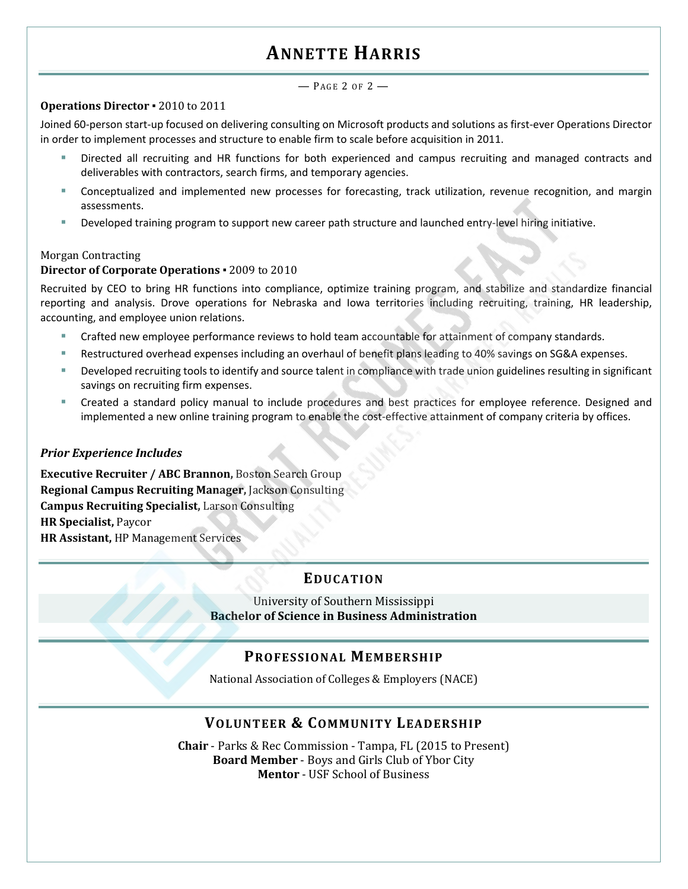**Operations Director** ▪ 2010 to 2011

Joined 60-person start-up focused on delivering consulting on Microsoft products and solutions as first-ever Operations Director in order to implement processes and structure to enable firm to scale before acquisition in 2011.

- Directed all recruiting and HR functions for both experienced and campus recruiting and managed contracts and deliverables with contractors, search firms, and temporary agencies.
- Conceptualized and implemented new processes for forecasting, track utilization, revenue recognition, and margin assessments.
- Developed training program to support new career path structure and launched entry-level hiring initiative.

Morgan Contracting
**Director of Corporate Operations** ▪ 2009 to 2010

Recruited by CEO to bring HR functions into compliance, optimize training program, and stabilize and standardize financial reporting and analysis. Drove operations for Nebraska and Iowa territories including recruiting, training, HR leadership, accounting, and employee union relations.

- Crafted new employee performance reviews to hold team accountable for attainment of company standards.
- Restructured overhead expenses including an overhaul of benefit plans leading to 40% savings on SG&A expenses.
- Developed recruiting tools to identify and source talent in compliance with trade union guidelines resulting in significant savings on recruiting firm expenses.
- Created a standard policy manual to include procedures and best practices for employee reference. Designed and implemented a new online training program to enable the cost-effective attainment of company criteria by offices.

***Prior Experience Includes***

**Executive Recruiter / ABC Brannon,** Boston Search Group
**Regional Campus Recruiting Manager,** Jackson Consulting
**Campus Recruiting Specialist,** Larson Consulting
**HR Specialist,** Paycor
**HR Assistant,** HP Management Services

## Education

University of Southern Mississippi
**Bachelor of Science in Business Administration**

## Professional Membership

National Association of Colleges & Employers (NACE)

## Volunteer & Community Leadership

**Chair** - Parks & Rec Commission - Tampa, FL (2015 to Present)
**Board Member** - Boys and Girls Club of Ybor City
**Mentor** - USF School of Business